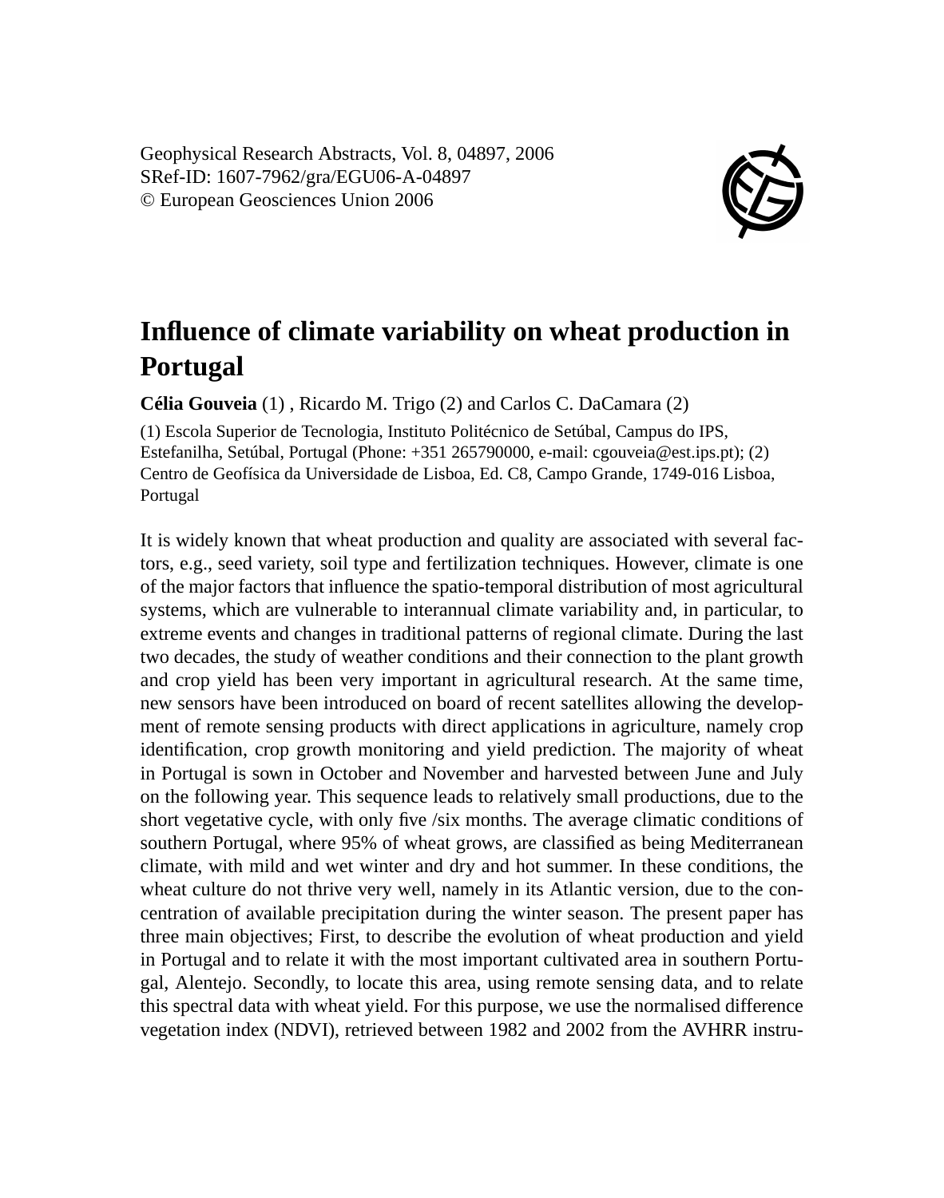Geophysical Research Abstracts, Vol. 8, 04897, 2006
SRef-ID: 1607-7962/gra/EGU06-A-04897
© European Geosciences Union 2006

# Influence of climate variability on wheat production in Portugal

**Célia Gouveia** (1) , Ricardo M. Trigo (2) and Carlos C. DaCamara (2)

(1) Escola Superior de Tecnologia, Instituto Politécnico de Setúbal, Campus do IPS, Estefanilha, Setúbal, Portugal (Phone: +351 265790000, e-mail: cgouveia@est.ips.pt); (2) Centro de Geofísica da Universidade de Lisboa, Ed. C8, Campo Grande, 1749-016 Lisboa, Portugal

It is widely known that wheat production and quality are associated with several factors, e.g., seed variety, soil type and fertilization techniques. However, climate is one of the major factors that influence the spatio-temporal distribution of most agricultural systems, which are vulnerable to interannual climate variability and, in particular, to extreme events and changes in traditional patterns of regional climate. During the last two decades, the study of weather conditions and their connection to the plant growth and crop yield has been very important in agricultural research. At the same time, new sensors have been introduced on board of recent satellites allowing the development of remote sensing products with direct applications in agriculture, namely crop identification, crop growth monitoring and yield prediction. The majority of wheat in Portugal is sown in October and November and harvested between June and July on the following year. This sequence leads to relatively small productions, due to the short vegetative cycle, with only five /six months. The average climatic conditions of southern Portugal, where 95% of wheat grows, are classified as being Mediterranean climate, with mild and wet winter and dry and hot summer. In these conditions, the wheat culture do not thrive very well, namely in its Atlantic version, due to the concentration of available precipitation during the winter season. The present paper has three main objectives; First, to describe the evolution of wheat production and yield in Portugal and to relate it with the most important cultivated area in southern Portugal, Alentejo. Secondly, to locate this area, using remote sensing data, and to relate this spectral data with wheat yield. For this purpose, we use the normalised difference vegetation index (NDVI), retrieved between 1982 and 2002 from the AVHRR instru-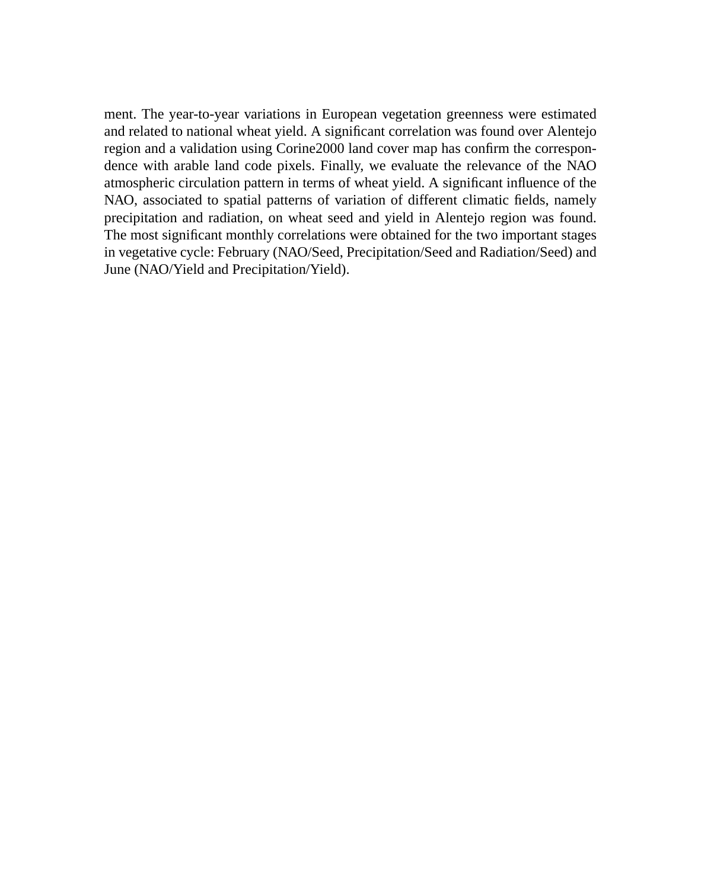ment. The year-to-year variations in European vegetation greenness were estimated and related to national wheat yield. A significant correlation was found over Alentejo region and a validation using Corine2000 land cover map has confirm the correspondence with arable land code pixels. Finally, we evaluate the relevance of the NAO atmospheric circulation pattern in terms of wheat yield. A significant influence of the NAO, associated to spatial patterns of variation of different climatic fields, namely precipitation and radiation, on wheat seed and yield in Alentejo region was found. The most significant monthly correlations were obtained for the two important stages in vegetative cycle: February (NAO/Seed, Precipitation/Seed and Radiation/Seed) and June (NAO/Yield and Precipitation/Yield).